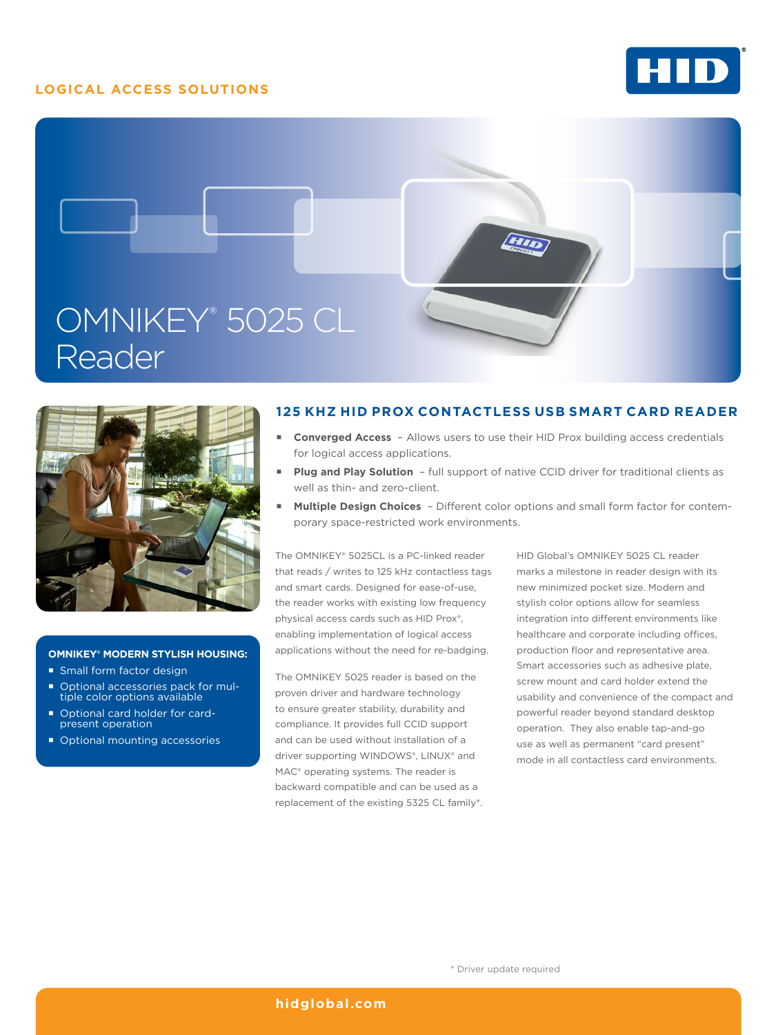LOGICAL ACCESS SOLUTIONS

# OMNIKEY® 5025 CL Reader

## 125 KHZ HID PROX CONTACTLESS USB SMART CARD READER

- **Converged Access** – Allows users to use their HID Prox building access credentials for logical access applications.
- **Plug and Play Solution** – full support of native CCID driver for traditional clients as well as thin- and zero-client.
- **Multiple Design Choices** – Different color options and small form factor for contemporary space-restricted work environments.

The OMNIKEY® 5025CL is a PC-linked reader that reads / writes to 125 kHz contactless tags and smart cards. Designed for ease-of-use, the reader works with existing low frequency physical access cards such as HID Prox®, enabling implementation of logical access applications without the need for re-badging.

The OMNIKEY 5025 reader is based on the proven driver and hardware technology to ensure greater stability, durability and compliance. It provides full CCID support and can be used without installation of a driver supporting WINDOWS®, LINUX® and MAC® operating systems. The reader is backward compatible and can be used as a replacement of the existing 5325 CL family*.

HID Global's OMNIKEY 5025 CL reader marks a milestone in reader design with its new minimized pocket size. Modern and stylish color options allow for seamless integration into different environments like healthcare and corporate including offices, production floor and representative area. Smart accessories such as adhesive plate, screw mount and card holder extend the usability and convenience of the compact and powerful reader beyond standard desktop operation. They also enable tap-and-go use as well as permanent "card present" mode in all contactless card environments.

### OMNIKEY® MODERN STYLISH HOUSING:

- Small form factor design
- Optional accessories pack for multiple color options available
- Optional card holder for card-present operation
- Optional mounting accessories

\* Driver update required

hidglobal.com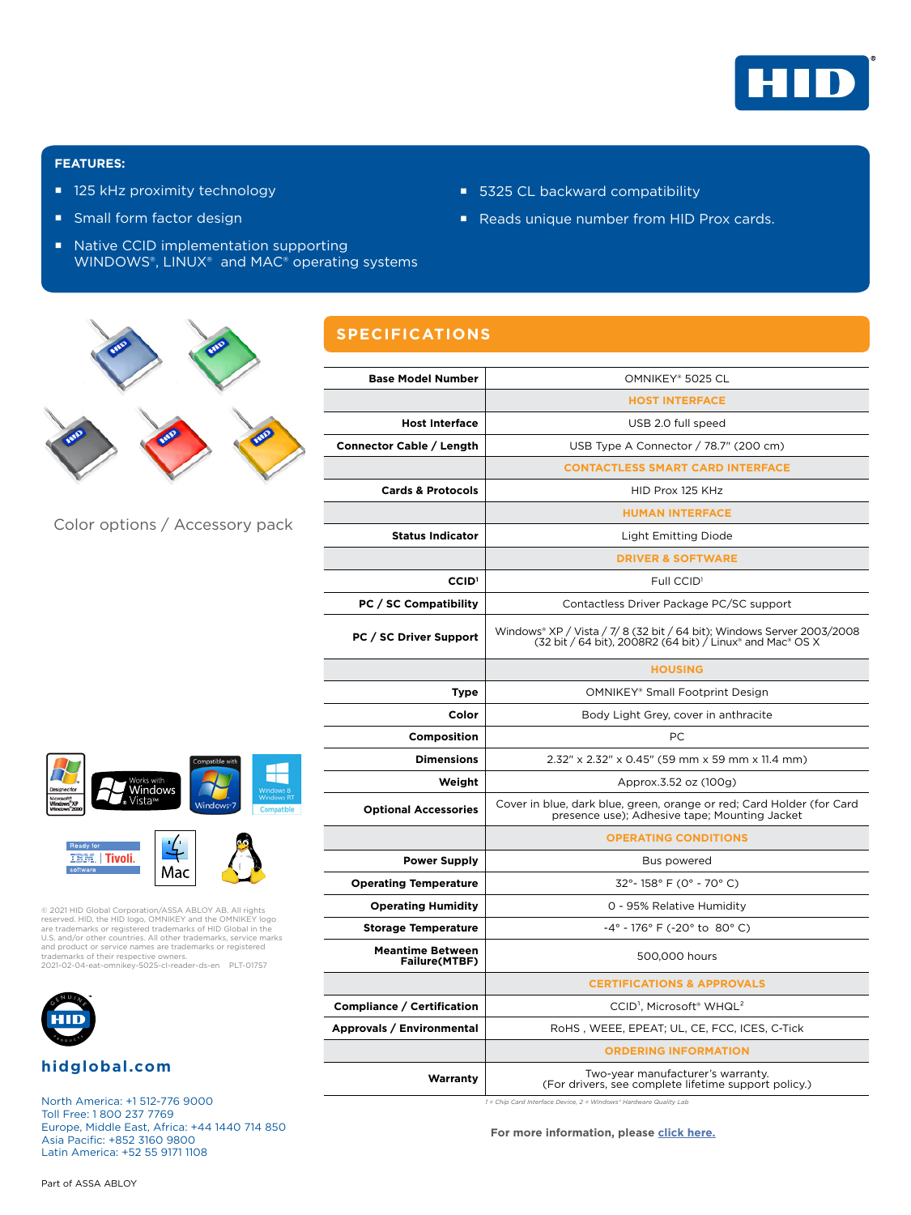## FEATURES:

- 125 kHz proximity technology
- Small form factor design
- Native CCID implementation supporting WINDOWS®, LINUX® and MAC® operating systems
- 5325 CL backward compatibility
- Reads unique number from HID Prox cards.

Color options / Accessory pack

## SPECIFICATIONS

| | |
|---|---|
| **Base Model Number** | OMNIKEY® 5025 CL |
| | **HOST INTERFACE** |
| **Host Interface** | USB 2.0 full speed |
| **Connector Cable / Length** | USB Type A Connector / 78.7" (200 cm) |
| | **CONTACTLESS SMART CARD INTERFACE** |
| **Cards & Protocols** | HID Prox 125 KHz |
| | **HUMAN INTERFACE** |
| **Status Indicator** | Light Emitting Diode |
| | **DRIVER & SOFTWARE** |
| **CCID[1]** | Full CCID[1] |
| **PC / SC Compatibility** | Contactless Driver Package PC/SC support |
| **PC / SC Driver Support** | Windows® XP / Vista / 7/ 8 (32 bit / 64 bit); Windows Server 2003/2008 (32 bit / 64 bit), 2008R2 (64 bit) / Linux® and Mac® OS X |
| | **HOUSING** |
| **Type** | OMNIKEY® Small Footprint Design |
| **Color** | Body Light Grey, cover in anthracite |
| **Composition** | PC |
| **Dimensions** | 2.32" x 2.32" x 0.45" (59 mm x 59 mm x 11.4 mm) |
| **Weight** | Approx.3.52 oz (100g) |
| **Optional Accessories** | Cover in blue, dark blue, green, orange or red; Card Holder (for Card presence use); Adhesive tape; Mounting Jacket |
| | **OPERATING CONDITIONS** |
| **Power Supply** | Bus powered |
| **Operating Temperature** | 32°- 158° F (0° - 70° C) |
| **Operating Humidity** | 0 - 95% Relative Humidity |
| **Storage Temperature** | -4° - 176° F (-20° to 80° C) |
| **Meantime Between Failure(MTBF)** | 500,000 hours |
| | **CERTIFICATIONS & APPROVALS** |
| **Compliance / Certification** | CCID[1], Microsoft® WHQL[2] |
| **Approvals / Environmental** | RoHS , WEEE, EPEAT; UL, CE, FCC, ICES, C-Tick |
| | **ORDERING INFORMATION** |
| **Warranty** | Two-year manufacturer's warranty. (For drivers, see complete lifetime support policy.) |

*1 = Chip Card Interface Device, 2 = Windows® Hardware Quality Lab*

**For more information, please click here.**

© 2021 HID Global Corporation/ASSA ABLOY AB. All rights reserved. HID, the HID logo, OMNIKEY and the OMNIKEY logo are trademarks or registered trademarks of HID Global in the U.S. and/or other countries. All other trademarks, service marks and product or service names are trademarks or registered trademarks of their respective owners.
2021-02-04-eat-omnikey-5025-cl-reader-ds-en PLT-01757

**hidglobal.com**

North America: +1 512-776 9000
Toll Free: 1 800 237 7769
Europe, Middle East, Africa: +44 1440 714 850
Asia Pacific: +852 3160 9800
Latin America: +52 55 9171 1108

Part of ASSA ABLOY